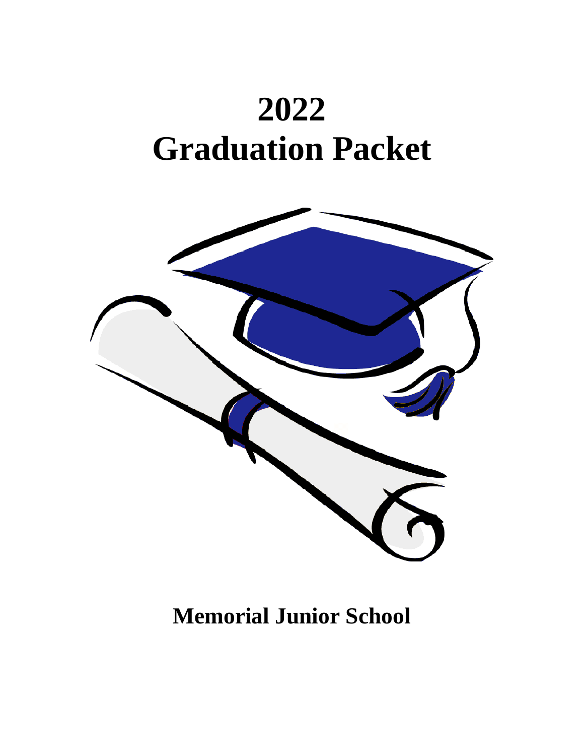# 2022
# Graduation Packet

## Memorial Junior School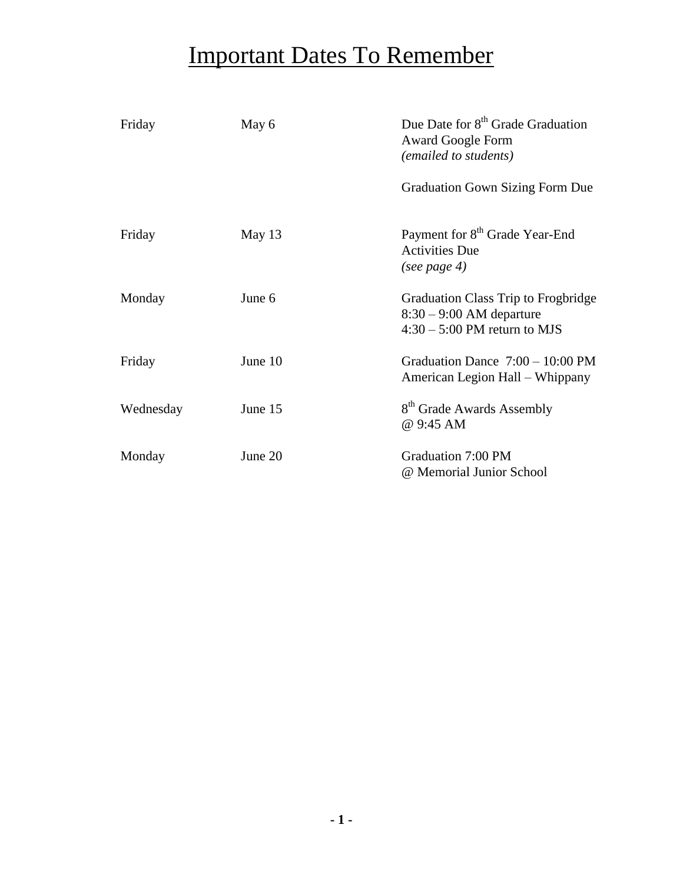# Important Dates To Remember

| | | |
|---|---|---|
| Friday | May 6 | Due Date for 8th Grade Graduation Award Google Form *(emailed to students)*<br><br>Graduation Gown Sizing Form Due |
| Friday | May 13 | Payment for 8th Grade Year-End Activities Due *(see page 4)* |
| Monday | June 6 | Graduation Class Trip to Frogbridge<br>8:30 – 9:00 AM departure<br>4:30 – 5:00 PM return to MJS |
| Friday | June 10 | Graduation Dance 7:00 – 10:00 PM<br>American Legion Hall – Whippany |
| Wednesday | June 15 | 8th Grade Awards Assembly<br>@ 9:45 AM |
| Monday | June 20 | Graduation 7:00 PM<br>@ Memorial Junior School |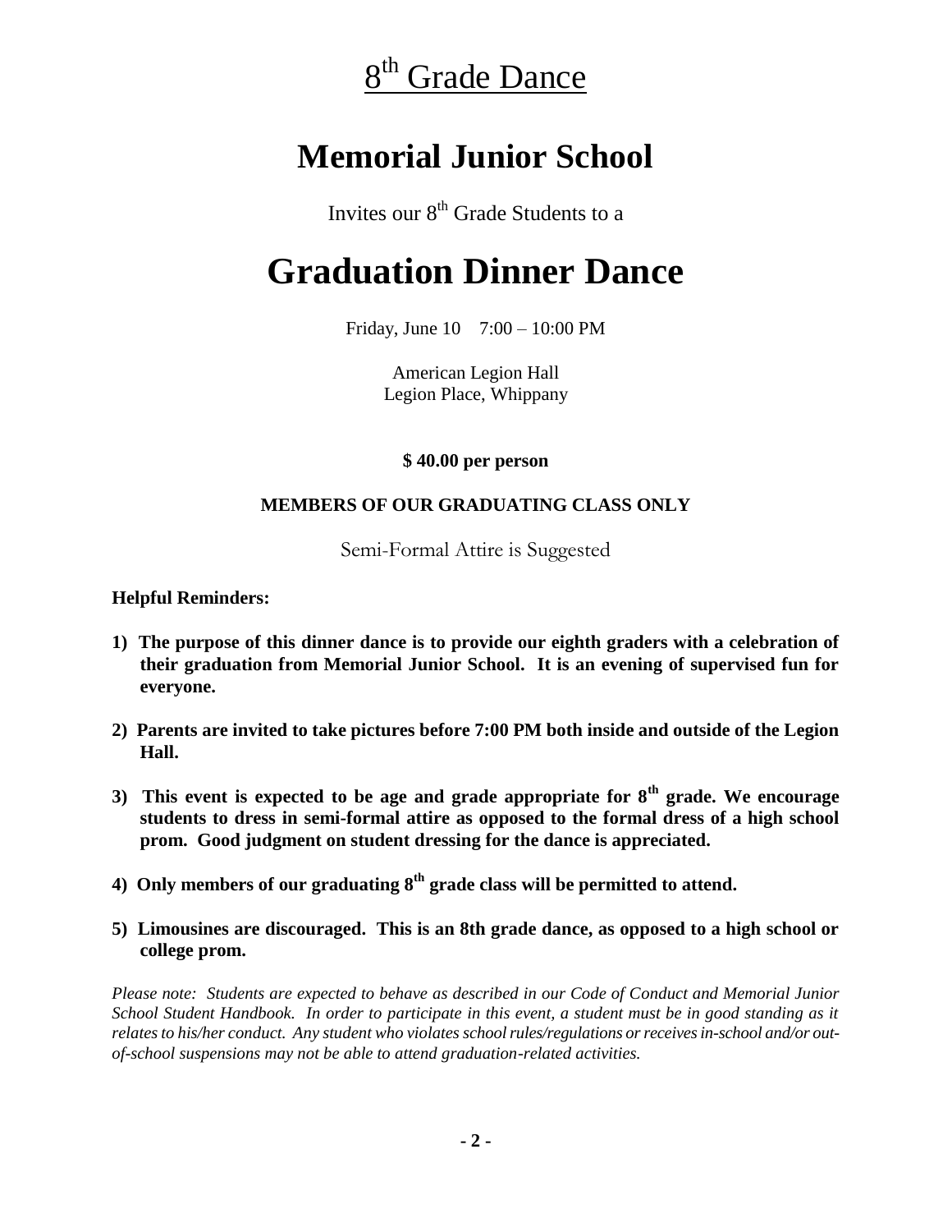# 8th Grade Dance

# Memorial Junior School

Invites our 8th Grade Students to a

# Graduation Dinner Dance

Friday, June 10    7:00 – 10:00 PM

American Legion Hall
Legion Place, Whippany

**$ 40.00 per person**

**MEMBERS OF OUR GRADUATING CLASS ONLY**

Semi-Formal Attire is Suggested

**Helpful Reminders:**

1) **The purpose of this dinner dance is to provide our eighth graders with a celebration of their graduation from Memorial Junior School. It is an evening of supervised fun for everyone.**

2) **Parents are invited to take pictures before 7:00 PM both inside and outside of the Legion Hall.**

3) **This event is expected to be age and grade appropriate for 8th grade. We encourage students to dress in semi-formal attire as opposed to the formal dress of a high school prom. Good judgment on student dressing for the dance is appreciated.**

4) **Only members of our graduating 8th grade class will be permitted to attend.**

5) **Limousines are discouraged. This is an 8th grade dance, as opposed to a high school or college prom.**

*Please note: Students are expected to behave as described in our Code of Conduct and Memorial Junior School Student Handbook. In order to participate in this event, a student must be in good standing as it relates to his/her conduct. Any student who violates school rules/regulations or receives in-school and/or out-of-school suspensions may not be able to attend graduation-related activities.*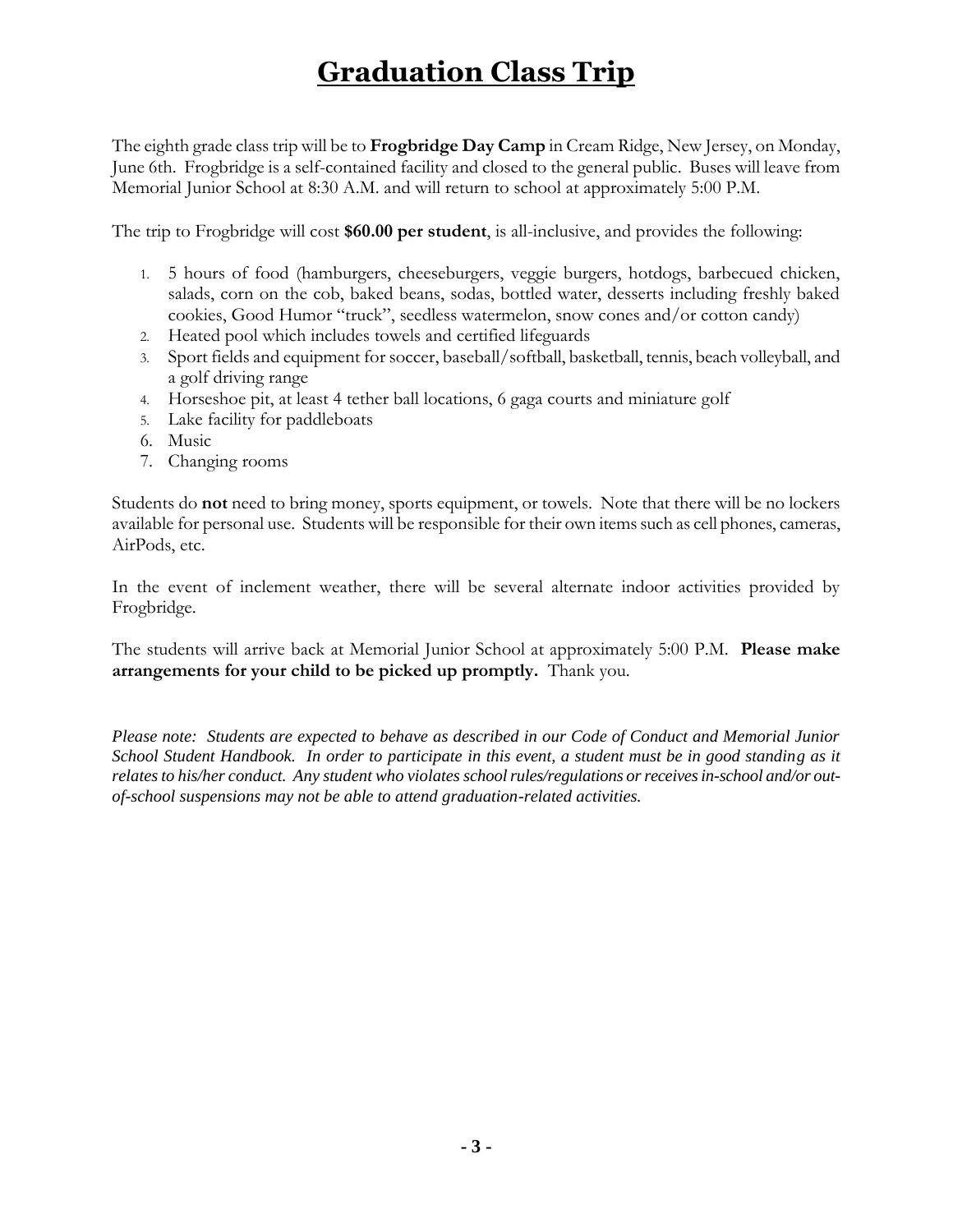# Graduation Class Trip

The eighth grade class trip will be to **Frogbridge Day Camp** in Cream Ridge, New Jersey, on Monday, June 6th. Frogbridge is a self-contained facility and closed to the general public. Buses will leave from Memorial Junior School at 8:30 A.M. and will return to school at approximately 5:00 P.M.

The trip to Frogbridge will cost **$60.00 per student**, is all-inclusive, and provides the following:

1. 5 hours of food (hamburgers, cheeseburgers, veggie burgers, hotdogs, barbecued chicken, salads, corn on the cob, baked beans, sodas, bottled water, desserts including freshly baked cookies, Good Humor "truck", seedless watermelon, snow cones and/or cotton candy)
2. Heated pool which includes towels and certified lifeguards
3. Sport fields and equipment for soccer, baseball/softball, basketball, tennis, beach volleyball, and a golf driving range
4. Horseshoe pit, at least 4 tether ball locations, 6 gaga courts and miniature golf
5. Lake facility for paddleboats
6. Music
7. Changing rooms

Students do **not** need to bring money, sports equipment, or towels. Note that there will be no lockers available for personal use. Students will be responsible for their own items such as cell phones, cameras, AirPods, etc.

In the event of inclement weather, there will be several alternate indoor activities provided by Frogbridge.

The students will arrive back at Memorial Junior School at approximately 5:00 P.M. **Please make arrangements for your child to be picked up promptly.** Thank you.

*Please note: Students are expected to behave as described in our Code of Conduct and Memorial Junior School Student Handbook. In order to participate in this event, a student must be in good standing as it relates to his/her conduct. Any student who violates school rules/regulations or receives in-school and/or out-of-school suspensions may not be able to attend graduation-related activities.*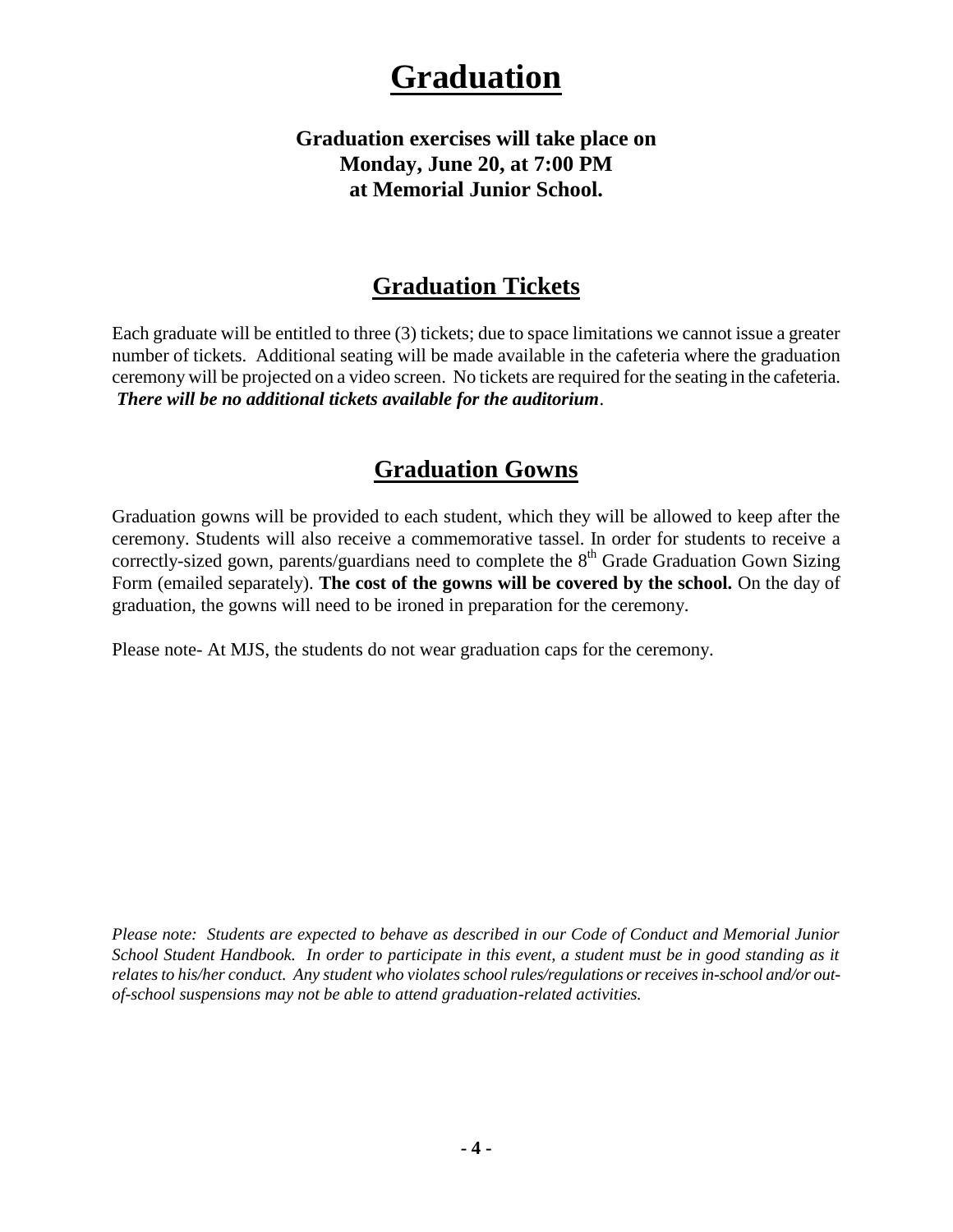# Graduation

**Graduation exercises will take place on Monday, June 20, at 7:00 PM at Memorial Junior School.**

## Graduation Tickets

Each graduate will be entitled to three (3) tickets; due to space limitations we cannot issue a greater number of tickets. Additional seating will be made available in the cafeteria where the graduation ceremony will be projected on a video screen. No tickets are required for the seating in the cafeteria. ***There will be no additional tickets available for the auditorium***.

## Graduation Gowns

Graduation gowns will be provided to each student, which they will be allowed to keep after the ceremony. Students will also receive a commemorative tassel. In order for students to receive a correctly-sized gown, parents/guardians need to complete the 8th Grade Graduation Gown Sizing Form (emailed separately). **The cost of the gowns will be covered by the school.** On the day of graduation, the gowns will need to be ironed in preparation for the ceremony.

Please note- At MJS, the students do not wear graduation caps for the ceremony.

*Please note: Students are expected to behave as described in our Code of Conduct and Memorial Junior School Student Handbook. In order to participate in this event, a student must be in good standing as it relates to his/her conduct. Any student who violates school rules/regulations or receives in-school and/or out-of-school suspensions may not be able to attend graduation-related activities.*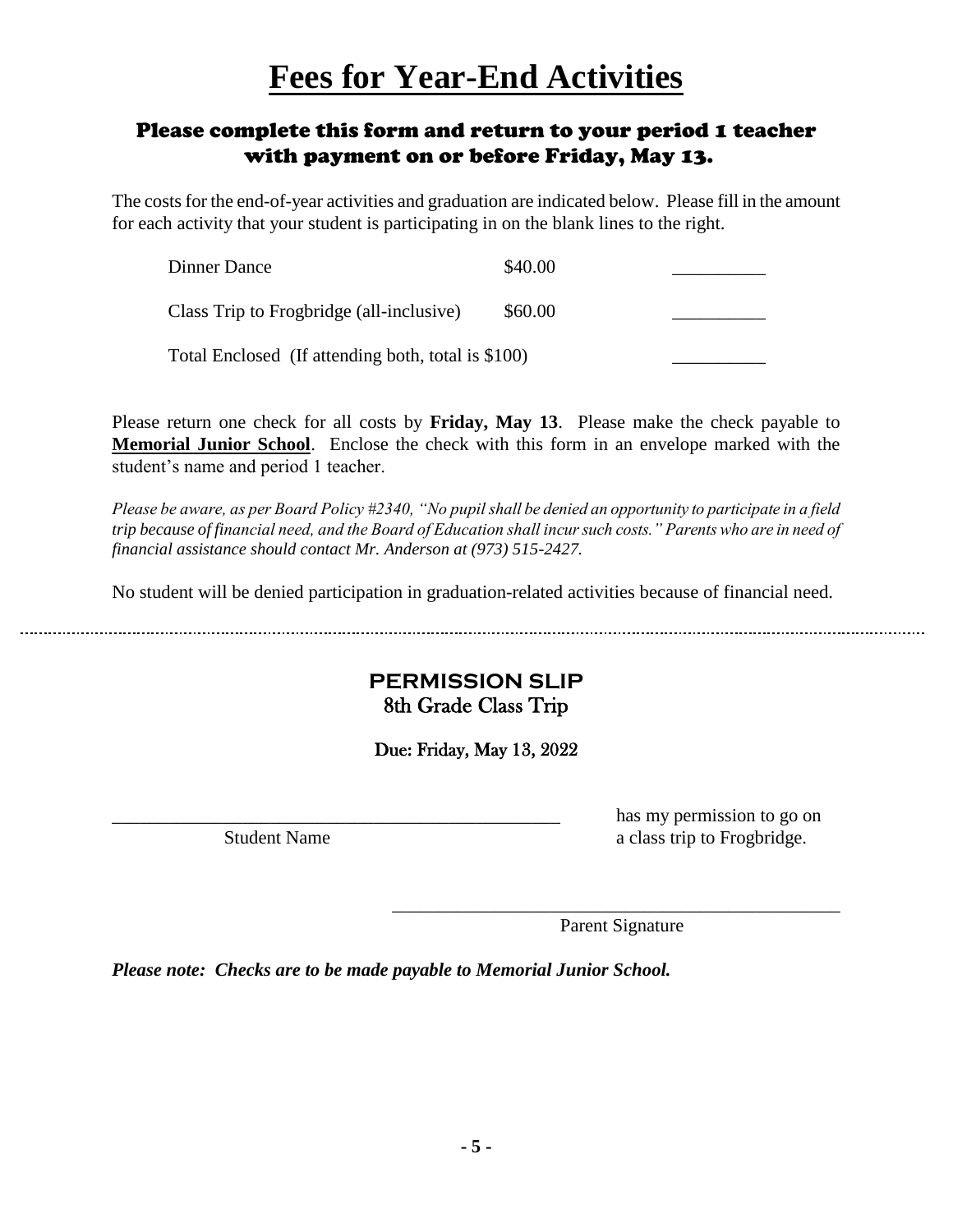# Fees for Year-End Activities

## Please complete this form and return to your period 1 teacher with payment on or before Friday, May 13.

The costs for the end-of-year activities and graduation are indicated below. Please fill in the amount for each activity that your student is participating in on the blank lines to the right.

| | | |
|---|---|---|
| Dinner Dance | $40.00 | __________ |
| Class Trip to Frogbridge (all-inclusive) | $60.00 | __________ |
| Total Enclosed (If attending both, total is $100) | | __________ |

Please return one check for all costs by **Friday, May 13**. Please make the check payable to **Memorial Junior School**. Enclose the check with this form in an envelope marked with the student's name and period 1 teacher.

*Please be aware, as per Board Policy #2340, "No pupil shall be denied an opportunity to participate in a field trip because of financial need, and the Board of Education shall incur such costs." Parents who are in need of financial assistance should contact Mr. Anderson at (973) 515-2427.*

No student will be denied participation in graduation-related activities because of financial need.

---

## PERMISSION SLIP
### 8th Grade Class Trip

Due: Friday, May 13, 2022

__________________________________________________ has my permission to go on a class trip to Frogbridge.

Student Name

__________________________________________________

Parent Signature

***Please note: Checks are to be made payable to Memorial Junior School.***